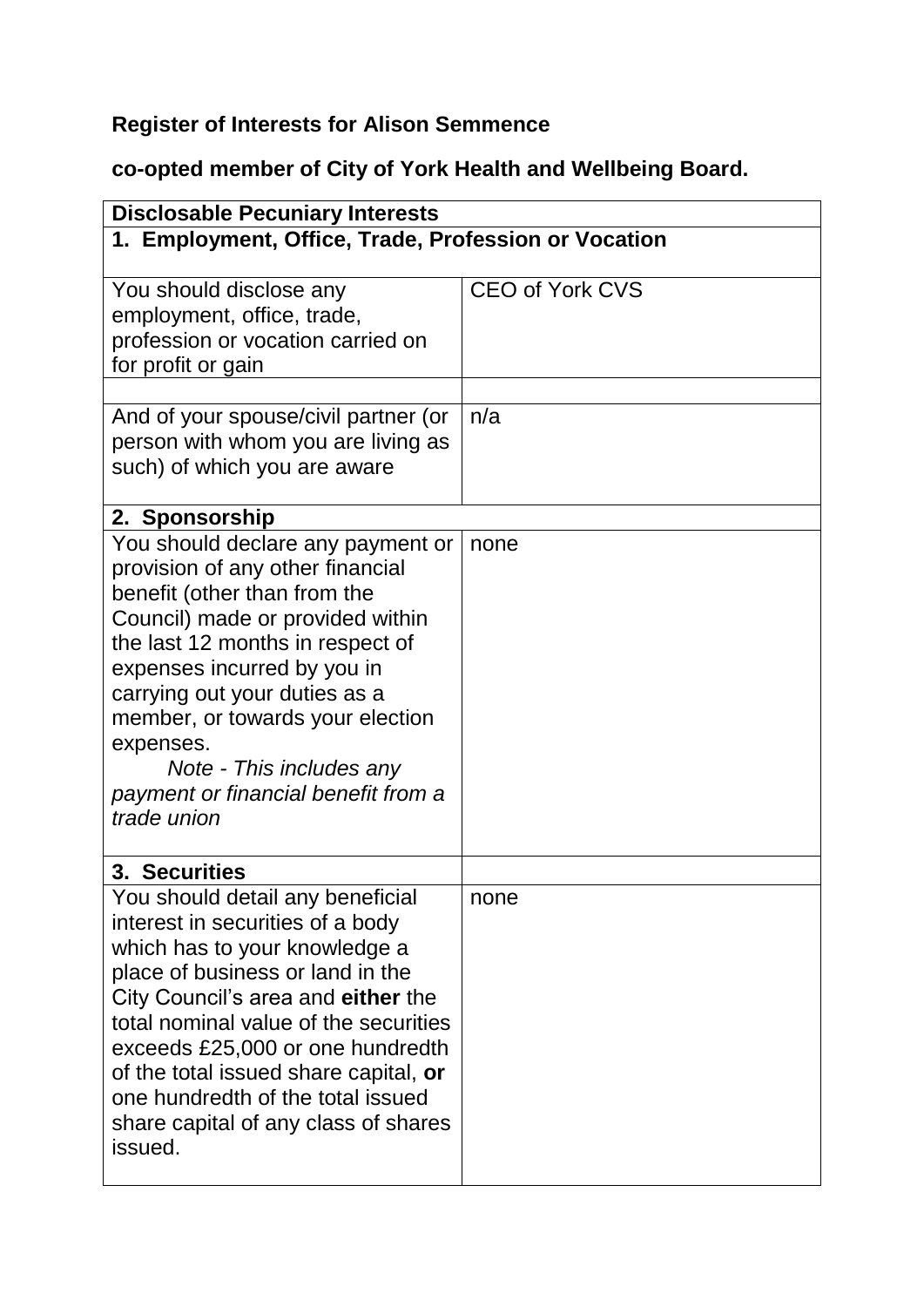**Register of Interests for Alison Semmence**

**co-opted member of City of York Health and Wellbeing Board.**

| **Disclosable Pecuniary Interests** | |
|---|---|
| **1. Employment, Office, Trade, Profession or Vocation** | |
| You should disclose any employment, office, trade, profession or vocation carried on for profit or gain | CEO of York CVS |
| | |
| And of your spouse/civil partner (or person with whom you are living as such) of which you are aware | n/a |
| **2. Sponsorship** | |
| You should declare any payment or provision of any other financial benefit (other than from the Council) made or provided within the last 12 months in respect of expenses incurred by you in carrying out your duties as a member, or towards your election expenses. *Note - This includes any payment or financial benefit from a trade union* | none |
| **3. Securities** | |
| You should detail any beneficial interest in securities of a body which has to your knowledge a place of business or land in the City Council's area and **either** the total nominal value of the securities exceeds £25,000 or one hundredth of the total issued share capital, **or** one hundredth of the total issued share capital of any class of shares issued. | none |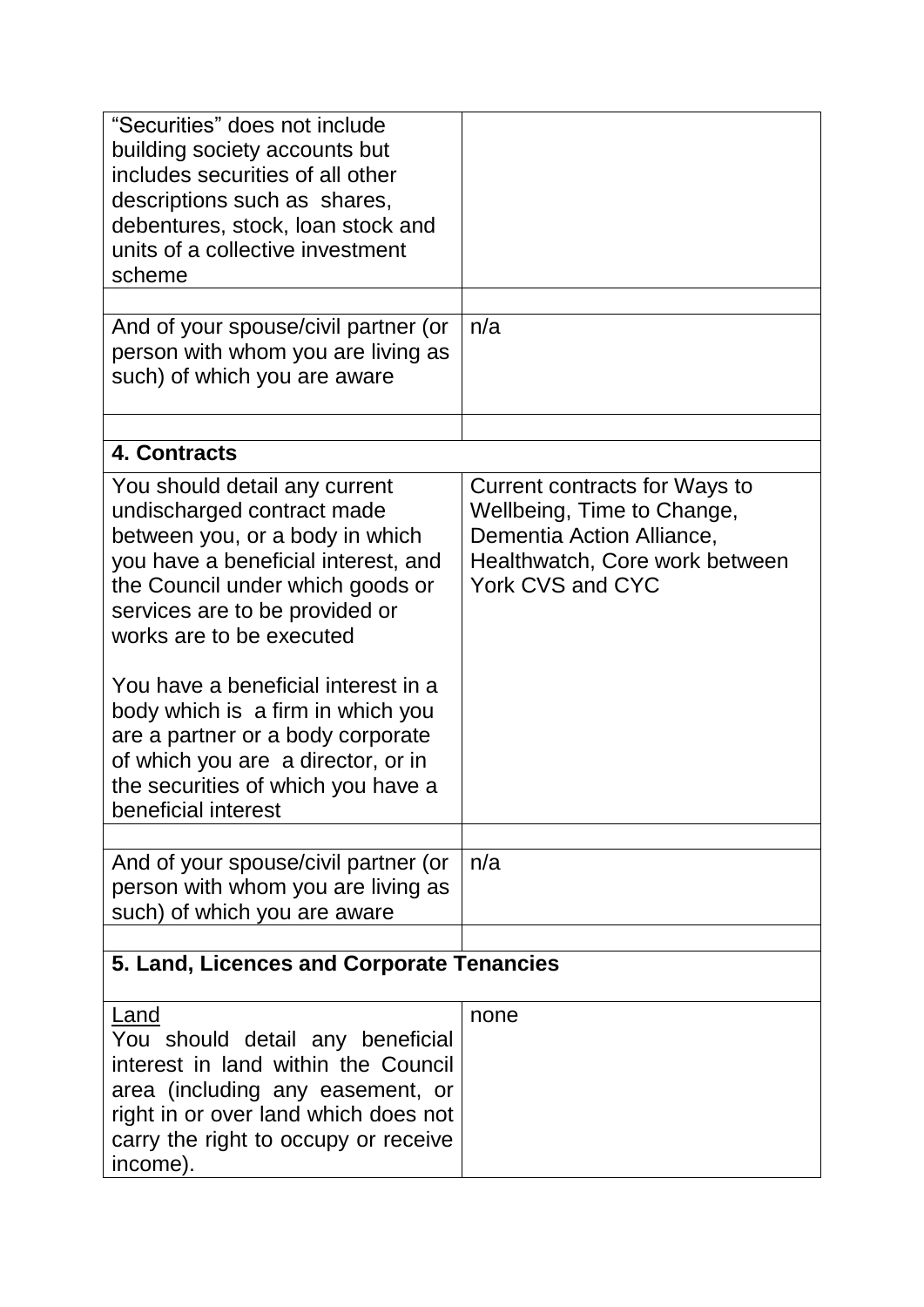| | |
|---|---|
| "Securities" does not include building society accounts but includes securities of all other descriptions such as shares, debentures, stock, loan stock and units of a collective investment scheme | |
| | |
| And of your spouse/civil partner (or person with whom you are living as such) of which you are aware | n/a |
| | |
| **4. Contracts** | |
| You should detail any current undischarged contract made between you, or a body in which you have a beneficial interest, and the Council under which goods or services are to be provided or works are to be executed<br><br>You have a beneficial interest in a body which is a firm in which you are a partner or a body corporate of which you are a director, or in the securities of which you have a beneficial interest | Current contracts for Ways to Wellbeing, Time to Change, Dementia Action Alliance, Healthwatch, Core work between York CVS and CYC |
| | |
| And of your spouse/civil partner (or person with whom you are living as such) of which you are aware | n/a |
| | |
| **5. Land, Licences and Corporate Tenancies** | |
| <u>Land</u><br>You should detail any beneficial interest in land within the Council area (including any easement, or right in or over land which does not carry the right to occupy or receive income). | none |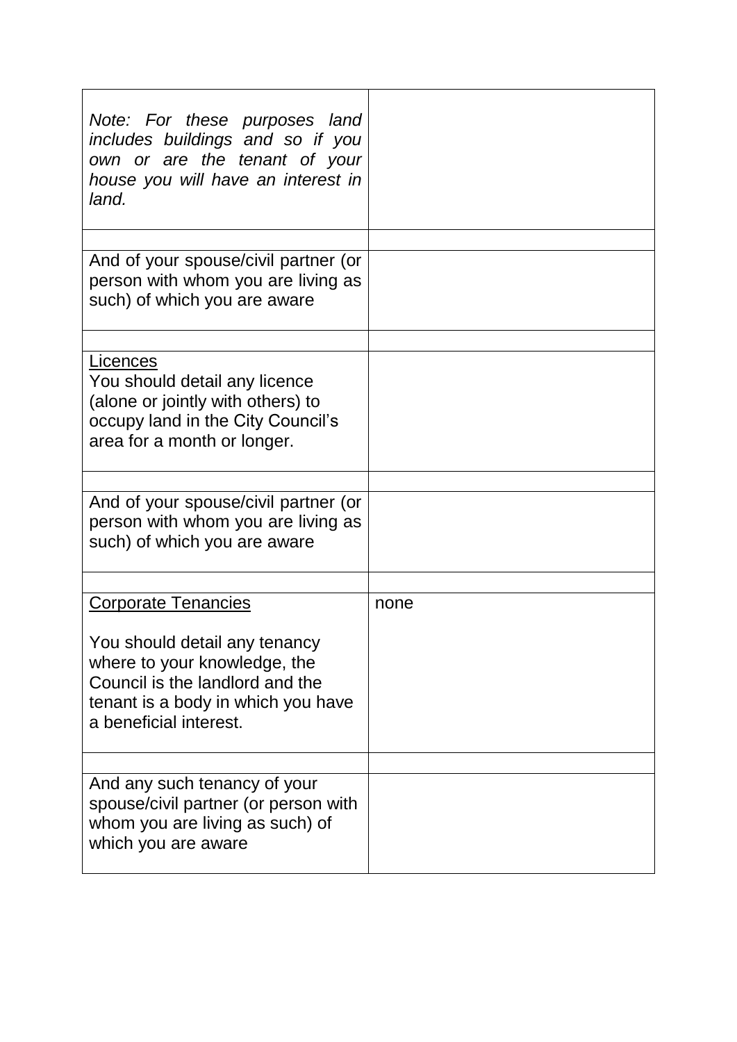| | |
|---|---|
| *Note: For these purposes land includes buildings and so if you own or are the tenant of your house you will have an interest in land.* | |
| | |
| And of your spouse/civil partner (or person with whom you are living as such) of which you are aware | |
| | |
| Licences<br>You should detail any licence (alone or jointly with others) to occupy land in the City Council's area for a month or longer. | |
| | |
| And of your spouse/civil partner (or person with whom you are living as such) of which you are aware | |
| | |
| Corporate Tenancies<br><br>You should detail any tenancy where to your knowledge, the Council is the landlord and the tenant is a body in which you have a beneficial interest. | none |
| | |
| And any such tenancy of your spouse/civil partner (or person with whom you are living as such) of which you are aware | |